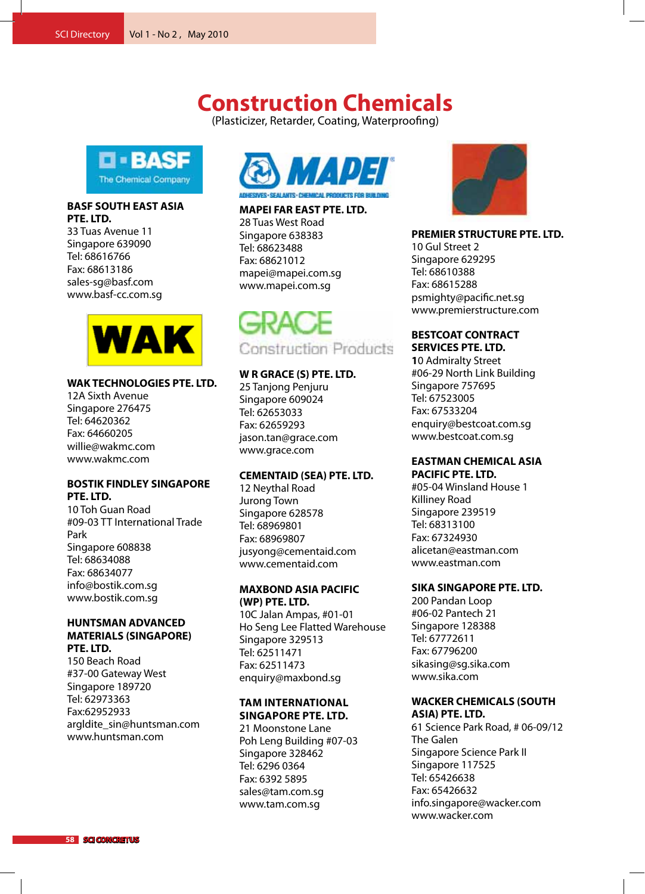# Construction Chemicals

(Plasticizer, Retarder, Coating, Waterproofing)

**BASF SOUTH EAST ASIA PTE. LTD.**
33 Tuas Avenue 11
Singapore 639090
Tel: 68616766
Fax: 68613186
sales-sg@basf.com
www.basf-cc.com.sg

**WAK TECHNOLOGIES PTE. LTD.**
12A Sixth Avenue
Singapore 276475
Tel: 64620362
Fax: 64660205
willie@wakmc.com
www.wakmc.com

**BOSTIK FINDLEY SINGAPORE PTE. LTD.**
10 Toh Guan Road
#09-03 TT International Trade Park
Singapore 608838
Tel: 68634088
Fax: 68634077
info@bostik.com.sg
www.bostik.com.sg

**HUNTSMAN ADVANCED MATERIALS (SINGAPORE) PTE. LTD.**
150 Beach Road
#37-00 Gateway West
Singapore 189720
Tel: 62973363
Fax:62952933
argldite_sin@huntsman.com
www.huntsman.com

**MAPEI FAR EAST PTE. LTD.**
28 Tuas West Road
Singapore 638383
Tel: 68623488
Fax: 68621012
mapei@mapei.com.sg
www.mapei.com.sg

**W R GRACE (S) PTE. LTD.**
25 Tanjong Penjuru
Singapore 609024
Tel: 62653033
Fax: 62659293
jason.tan@grace.com
www.grace.com

**CEMENTAID (SEA) PTE. LTD.**
12 Neythal Road
Jurong Town
Singapore 628578
Tel: 68969801
Fax: 68969807
jusyong@cementaid.com
www.cementaid.com

**MAXBOND ASIA PACIFIC (WP) PTE. LTD.**
10C Jalan Ampas, #01-01
Ho Seng Lee Flatted Warehouse
Singapore 329513
Tel: 62511471
Fax: 62511473
enquiry@maxbond.sg

**TAM INTERNATIONAL SINGAPORE PTE. LTD.**
21 Moonstone Lane
Poh Leng Building #07-03
Singapore 328462
Tel: 6296 0364
Fax: 6392 5895
sales@tam.com.sg
www.tam.com.sg

**PREMIER STRUCTURE PTE. LTD.**
10 Gul Street 2
Singapore 629295
Tel: 68610388
Fax: 68615288
psmighty@pacific.net.sg
www.premierstructure.com

**BESTCOAT CONTRACT SERVICES PTE. LTD.**
10 Admiralty Street
#06-29 North Link Building
Singapore 757695
Tel: 67523005
Fax: 67533204
enquiry@bestcoat.com.sg
www.bestcoat.com.sg

**EASTMAN CHEMICAL ASIA PACIFIC PTE. LTD.**
#05-04 Winsland House 1
Killiney Road
Singapore 239519
Tel: 68313100
Fax: 67324930
alicetan@eastman.com
www.eastman.com

**SIKA SINGAPORE PTE. LTD.**
200 Pandan Loop
#06-02 Pantech 21
Singapore 128388
Tel: 67772611
Fax: 67796200
sikasing@sg.sika.com
www.sika.com

**WACKER CHEMICALS (SOUTH ASIA) PTE. LTD.**
61 Science Park Road, # 06-09/12
The Galen
Singapore Science Park II
Singapore 117525
Tel: 65426638
Fax: 65426632
info.singapore@wacker.com
www.wacker.com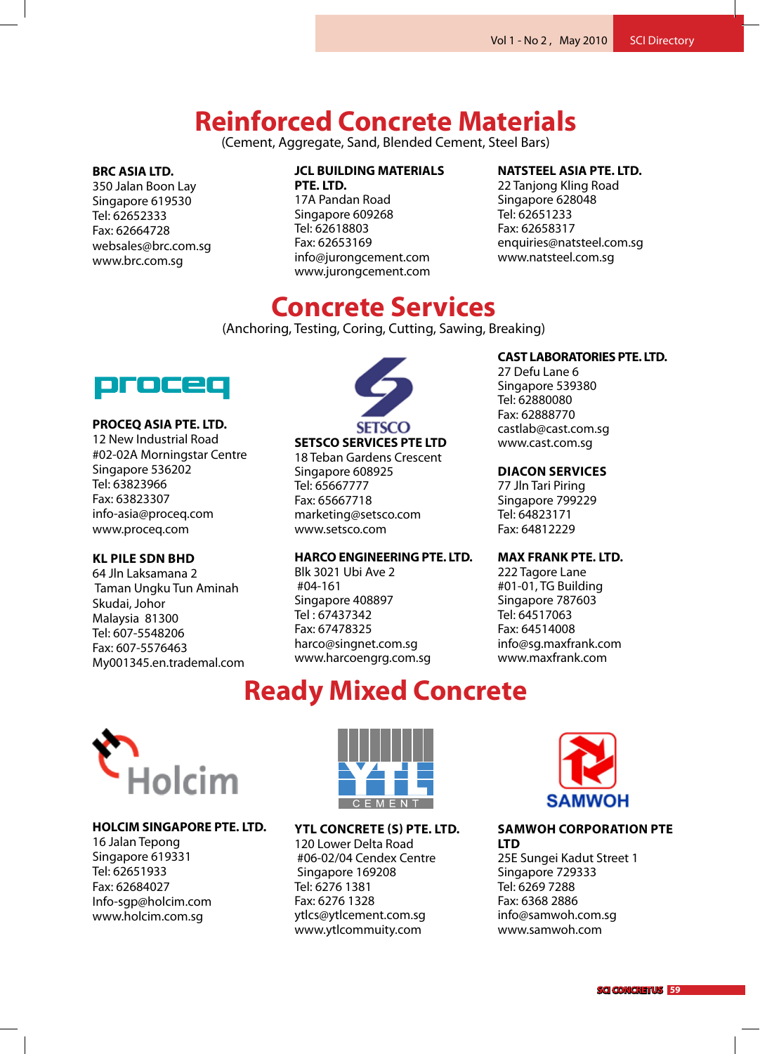# Reinforced Concrete Materials

(Cement, Aggregate, Sand, Blended Cement, Steel Bars)

**BRC ASIA LTD.**
350 Jalan Boon Lay
Singapore 619530
Tel: 62652333
Fax: 62664728
websales@brc.com.sg
www.brc.com.sg

**JCL BUILDING MATERIALS PTE. LTD.**
17A Pandan Road
Singapore 609268
Tel: 62618803
Fax: 62653169
info@jurongcement.com
www.jurongcement.com

**NATSTEEL ASIA PTE. LTD.**
22 Tanjong Kling Road
Singapore 628048
Tel: 62651233
Fax: 62658317
enquiries@natsteel.com.sg
www.natsteel.com.sg

# Concrete Services

(Anchoring, Testing, Coring, Cutting, Sawing, Breaking)

**PROCEQ ASIA PTE. LTD.**
12 New Industrial Road
#02-02A Morningstar Centre
Singapore 536202
Tel: 63823966
Fax: 63823307
info-asia@proceq.com
www.proceq.com

**KL PILE SDN BHD**
64 Jln Laksamana 2
Taman Ungku Tun Aminah
Skudai, Johor
Malaysia 81300
Tel: 607-5548206
Fax: 607-5576463
My001345.en.trademal.com

**SETSCO SERVICES PTE LTD**
18 Teban Gardens Crescent
Singapore 608925
Tel: 65667777
Fax: 65667718
marketing@setsco.com
www.setsco.com

**HARCO ENGINEERING PTE. LTD.**
Blk 3021 Ubi Ave 2
#04-161
Singapore 408897
Tel : 67437342
Fax: 67478325
harco@singnet.com.sg
www.harcoengrg.com.sg

**CAST LABORATORIES PTE. LTD.**
27 Defu Lane 6
Singapore 539380
Tel: 62880080
Fax: 62888770
castlab@cast.com.sg
www.cast.com.sg

**DIACON SERVICES**
77 Jln Tari Piring
Singapore 799229
Tel: 64823171
Fax: 64812229

**MAX FRANK PTE. LTD.**
222 Tagore Lane
#01-01, TG Building
Singapore 787603
Tel: 64517063
Fax: 64514008
info@sg.maxfrank.com
www.maxfrank.com

# Ready Mixed Concrete

**HOLCIM SINGAPORE PTE. LTD.**
16 Jalan Tepong
Singapore 619331
Tel: 62651933
Fax: 62684027
Info-sgp@holcim.com
www.holcim.com.sg

**YTL CONCRETE (S) PTE. LTD.**
120 Lower Delta Road
#06-02/04 Cendex Centre
Singapore 169208
Tel: 6276 1381
Fax: 6276 1328
ytlcs@ytlcement.com.sg
www.ytlcommuity.com

**SAMWOH CORPORATION PTE LTD**
25E Sungei Kadut Street 1
Singapore 729333
Tel: 6269 7288
Fax: 6368 2886
info@samwoh.com.sg
www.samwoh.com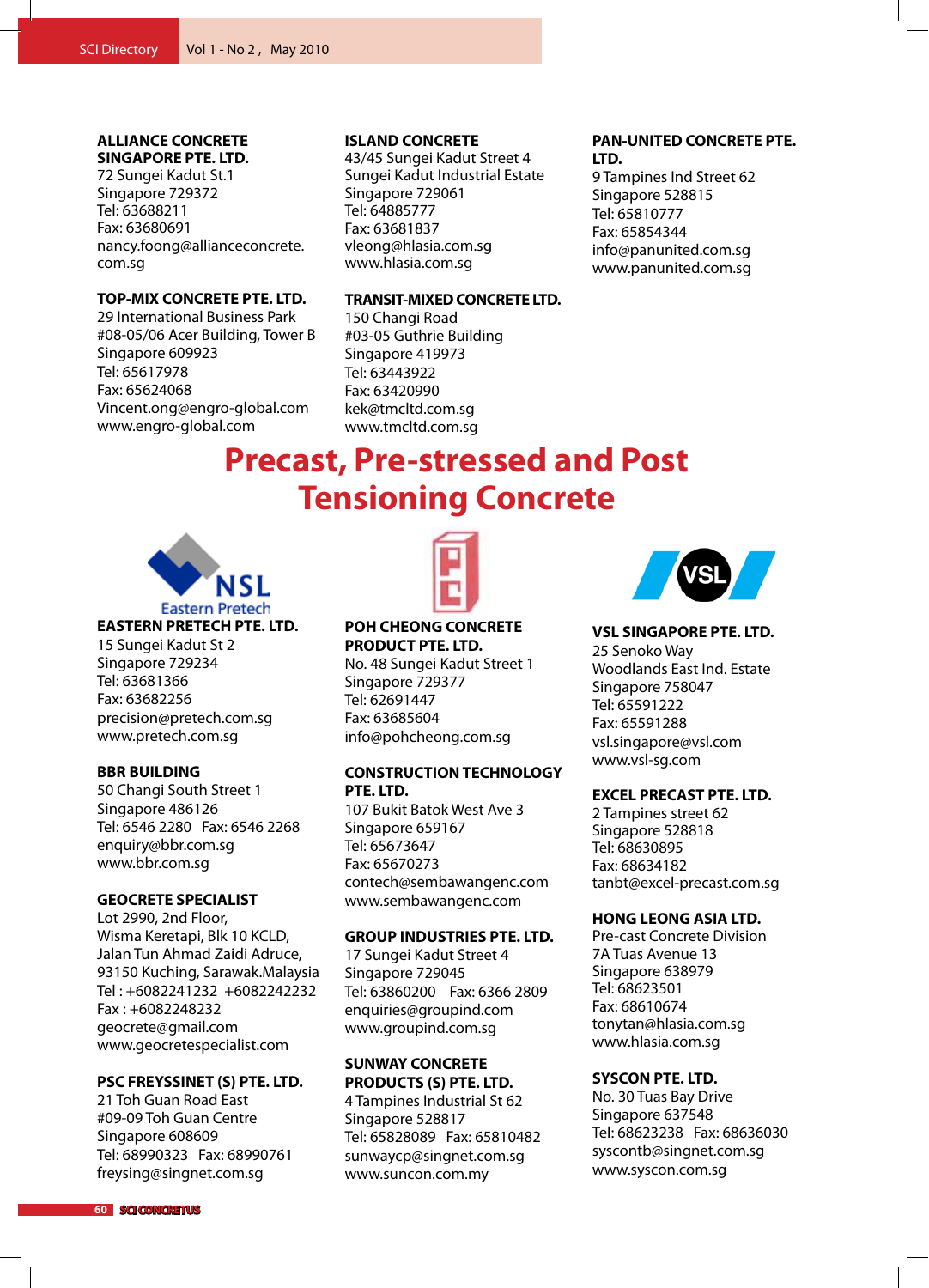**ALLIANCE CONCRETE SINGAPORE PTE. LTD.**
72 Sungei Kadut St.1
Singapore 729372
Tel: 63688211
Fax: 63680691
nancy.foong@allianceconcrete.com.sg

**TOP-MIX CONCRETE PTE. LTD.**
29 International Business Park
#08-05/06 Acer Building, Tower B
Singapore 609923
Tel: 65617978
Fax: 65624068
Vincent.ong@engro-global.com
www.engro-global.com

**ISLAND CONCRETE**
43/45 Sungei Kadut Street 4
Sungei Kadut Industrial Estate
Singapore 729061
Tel: 64885777
Fax: 63681837
vleong@hlasia.com.sg
www.hlasia.com.sg

**TRANSIT-MIXED CONCRETE LTD.**
150 Changi Road
#03-05 Guthrie Building
Singapore 419973
Tel: 63443922
Fax: 63420990
kek@tmcltd.com.sg
www.tmcltd.com.sg

**PAN-UNITED CONCRETE PTE. LTD.**
9 Tampines Ind Street 62
Singapore 528815
Tel: 65810777
Fax: 65854344
info@panunited.com.sg
www.panunited.com.sg

# Precast, Pre-stressed and Post Tensioning Concrete

NSL Eastern Pretech

**EASTERN PRETECH PTE. LTD.**
15 Sungei Kadut St 2
Singapore 729234
Tel: 63681366
Fax: 63682256
precision@pretech.com.sg
www.pretech.com.sg

**BBR BUILDING**
50 Changi South Street 1
Singapore 486126
Tel: 6546 2280 Fax: 6546 2268
enquiry@bbr.com.sg
www.bbr.com.sg

**GEOCRETE SPECIALIST**
Lot 2990, 2nd Floor,
Wisma Keretapi, Blk 10 KCLD,
Jalan Tun Ahmad Zaidi Adruce,
93150 Kuching, Sarawak.Malaysia
Tel : +6082241232 +6082242232
Fax : +6082248232
geocrete@gmail.com
www.geocretespecialist.com

**PSC FREYSSINET (S) PTE. LTD.**
21 Toh Guan Road East
#09-09 Toh Guan Centre
Singapore 608609
Tel: 68990323 Fax: 68990761
freysing@singnet.com.sg

**POH CHEONG CONCRETE PRODUCT PTE. LTD.**
No. 48 Sungei Kadut Street 1
Singapore 729377
Tel: 62691447
Fax: 63685604
info@pohcheong.com.sg

**CONSTRUCTION TECHNOLOGY PTE. LTD.**
107 Bukit Batok West Ave 3
Singapore 659167
Tel: 65673647
Fax: 65670273
contech@sembawangenc.com
www.sembawangenc.com

**GROUP INDUSTRIES PTE. LTD.**
17 Sungei Kadut Street 4
Singapore 729045
Tel: 63860200 Fax: 6366 2809
enquiries@groupind.com
www.groupind.com.sg

**SUNWAY CONCRETE PRODUCTS (S) PTE. LTD.**
4 Tampines Industrial St 62
Singapore 528817
Tel: 65828089 Fax: 65810482
sunwaycp@singnet.com.sg
www.suncon.com.my

VSL

**VSL SINGAPORE PTE. LTD.**
25 Senoko Way
Woodlands East Ind. Estate
Singapore 758047
Tel: 65591222
Fax: 65591288
vsl.singapore@vsl.com
www.vsl-sg.com

**EXCEL PRECAST PTE. LTD.**
2 Tampines street 62
Singapore 528818
Tel: 68630895
Fax: 68634182
tanbt@excel-precast.com.sg

**HONG LEONG ASIA LTD.**
Pre-cast Concrete Division
7A Tuas Avenue 13
Singapore 638979
Tel: 68623501
Fax: 68610674
tonytan@hlasia.com.sg
www.hlasia.com.sg

**SYSCON PTE. LTD.**
No. 30 Tuas Bay Drive
Singapore 637548
Tel: 68623238 Fax: 68636030
syscontb@singnet.com.sg
www.syscon.com.sg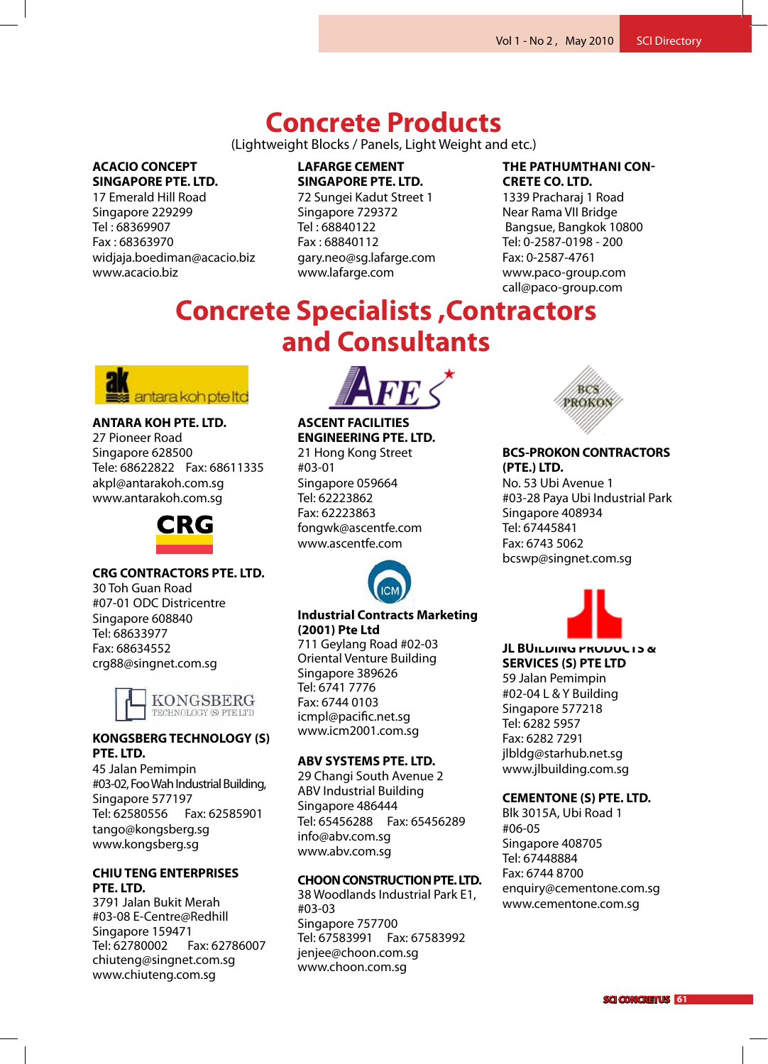# Concrete Products

(Lightweight Blocks / Panels, Light Weight and etc.)

**ACACIO CONCEPT SINGAPORE PTE. LTD.**
17 Emerald Hill Road
Singapore 229299
Tel : 68369907
Fax : 68363970
widjaja.boediman@acacio.biz
www.acacio.biz

**LAFARGE CEMENT SINGAPORE PTE. LTD.**
72 Sungei Kadut Street 1
Singapore 729372
Tel : 68840122
Fax : 68840112
gary.neo@sg.lafarge.com
www.lafarge.com

**THE PATHUMTHANI CONCRETE CO. LTD.**
1339 Pracharaj 1 Road
Near Rama VII Bridge
Bangsue, Bangkok 10800
Tel: 0-2587-0198 - 200
Fax: 0-2587-4761
www.paco-group.com
call@paco-group.com

# Concrete Specialists ,Contractors and Consultants

**ANTARA KOH PTE. LTD.**
27 Pioneer Road
Singapore 628500
Tele: 68622822 Fax: 68611335
akpl@antarakoh.com.sg
www.antarakoh.com.sg

**CRG CONTRACTORS PTE. LTD.**
30 Toh Guan Road
#07-01 ODC Districentre
Singapore 608840
Tel: 68633977
Fax: 68634552
crg88@singnet.com.sg

**KONGSBERG TECHNOLOGY (S) PTE. LTD.**
45 Jalan Pemimpin
#03-02, Foo Wah Industrial Building,
Singapore 577197
Tel: 62580556 Fax: 62585901
tango@kongsberg.sg
www.kongsberg.sg

**CHIU TENG ENTERPRISES PTE. LTD.**
3791 Jalan Bukit Merah
#03-08 E-Centre@Redhill
Singapore 159471
Tel: 62780002 Fax: 62786007
chiuteng@singnet.com.sg
www.chiuteng.com.sg

**ASCENT FACILITIES ENGINEERING PTE. LTD.**
21 Hong Kong Street
#03-01
Singapore 059664
Tel: 62223862
Fax: 62223863
fongwk@ascentfe.com
www.ascentfe.com

**Industrial Contracts Marketing (2001) Pte Ltd**
711 Geylang Road #02-03
Oriental Venture Building
Singapore 389626
Tel: 6741 7776
Fax: 6744 0103
icmpl@pacific.net.sg
www.icm2001.com.sg

**ABV SYSTEMS PTE. LTD.**
29 Changi South Avenue 2
ABV Industrial Building
Singapore 486444
Tel: 65456288 Fax: 65456289
info@abv.com.sg
www.abv.com.sg

**CHOON CONSTRUCTION PTE. LTD.**
38 Woodlands Industrial Park E1,
#03-03
Singapore 757700
Tel: 67583991 Fax: 67583992
jenjee@choon.com.sg
www.choon.com.sg

**BCS-PROKON CONTRACTORS (PTE.) LTD.**
No. 53 Ubi Avenue 1
#03-28 Paya Ubi Industrial Park
Singapore 408934
Tel: 67445841
Fax: 6743 5062
bcswp@singnet.com.sg

**JL BUILDING PRODUCTS & SERVICES (S) PTE LTD**
59 Jalan Pemimpin
#02-04 L & Y Building
Singapore 577218
Tel: 6282 5957
Fax: 6282 7291
jlbldg@starhub.net.sg
www.jlbuilding.com.sg

**CEMENTONE (S) PTE. LTD.**
Blk 3015A, Ubi Road 1
#06-05
Singapore 408705
Tel: 67448884
Fax: 6744 8700
enquiry@cementone.com.sg
www.cementone.com.sg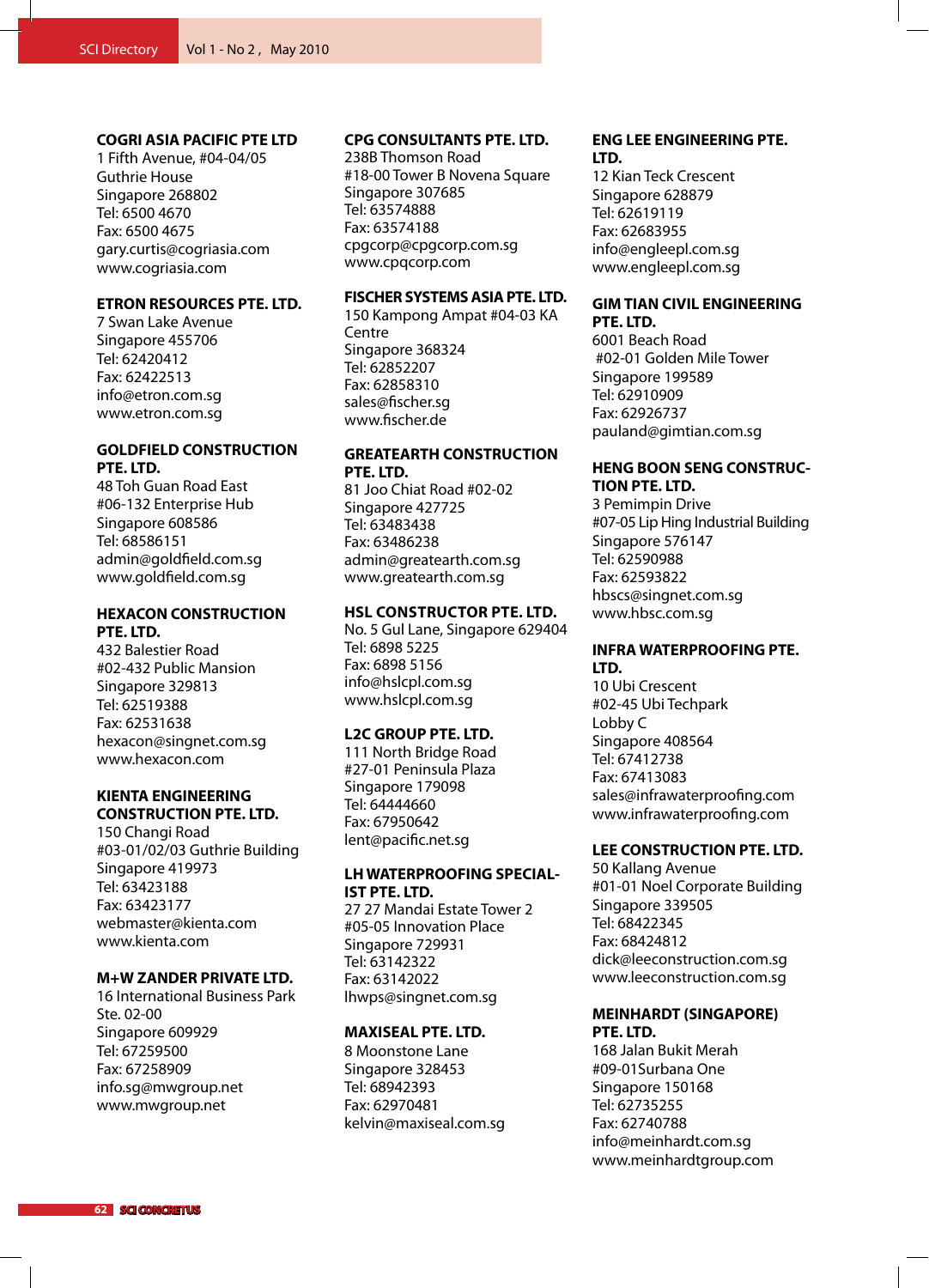**COGRI ASIA PACIFIC PTE LTD**
1 Fifth Avenue, #04-04/05
Guthrie House
Singapore 268802
Tel: 6500 4670
Fax: 6500 4675
gary.curtis@cogriasia.com
www.cogriasia.com

**ETRON RESOURCES PTE. LTD.**
7 Swan Lake Avenue
Singapore 455706
Tel: 62420412
Fax: 62422513
info@etron.com.sg
www.etron.com.sg

**GOLDFIELD CONSTRUCTION PTE. LTD.**
48 Toh Guan Road East
#06-132 Enterprise Hub
Singapore 608586
Tel: 68586151
admin@goldfield.com.sg
www.goldfield.com.sg

**HEXACON CONSTRUCTION PTE. LTD.**
432 Balestier Road
#02-432 Public Mansion
Singapore 329813
Tel: 62519388
Fax: 62531638
hexacon@singnet.com.sg
www.hexacon.com

**KIENTA ENGINEERING CONSTRUCTION PTE. LTD.**
150 Changi Road
#03-01/02/03 Guthrie Building
Singapore 419973
Tel: 63423188
Fax: 63423177
webmaster@kienta.com
www.kienta.com

**M+W ZANDER PRIVATE LTD.**
16 International Business Park
Ste. 02-00
Singapore 609929
Tel: 67259500
Fax: 67258909
info.sg@mwgroup.net
www.mwgroup.net

**CPG CONSULTANTS PTE. LTD.**
238B Thomson Road
#18-00 Tower B Novena Square
Singapore 307685
Tel: 63574888
Fax: 63574188
cpgcorp@cpgcorp.com.sg
www.cpqcorp.com

**FISCHER SYSTEMS ASIA PTE. LTD.**
150 Kampong Ampat #04-03 KA Centre
Singapore 368324
Tel: 62852207
Fax: 62858310
sales@fischer.sg
www.fischer.de

**GREATEARTH CONSTRUCTION PTE. LTD.**
81 Joo Chiat Road #02-02
Singapore 427725
Tel: 63483438
Fax: 63486238
admin@greatearth.com.sg
www.greatearth.com.sg

**HSL CONSTRUCTOR PTE. LTD.**
No. 5 Gul Lane, Singapore 629404
Tel: 6898 5225
Fax: 6898 5156
info@hslcpl.com.sg
www.hslcpl.com.sg

**L2C GROUP PTE. LTD.**
111 North Bridge Road
#27-01 Peninsula Plaza
Singapore 179098
Tel: 64444660
Fax: 67950642
lent@pacific.net.sg

**LH WATERPROOFING SPECIALIST PTE. LTD.**
27 27 Mandai Estate Tower 2
#05-05 Innovation Place
Singapore 729931
Tel: 63142322
Fax: 63142022
lhwps@singnet.com.sg

**MAXISEAL PTE. LTD.**
8 Moonstone Lane
Singapore 328453
Tel: 68942393
Fax: 62970481
kelvin@maxiseal.com.sg

**ENG LEE ENGINEERING PTE. LTD.**
12 Kian Teck Crescent
Singapore 628879
Tel: 62619119
Fax: 62683955
info@engleepl.com.sg
www.engleepl.com.sg

**GIM TIAN CIVIL ENGINEERING PTE. LTD.**
6001 Beach Road
#02-01 Golden Mile Tower
Singapore 199589
Tel: 62910909
Fax: 62926737
pauland@gimtian.com.sg

**HENG BOON SENG CONSTRUCTION PTE. LTD.**
3 Pemimpin Drive
#07-05 Lip Hing Industrial Building
Singapore 576147
Tel: 62590988
Fax: 62593822
hbscs@singnet.com.sg
www.hbsc.com.sg

**INFRA WATERPROOFING PTE. LTD.**
10 Ubi Crescent
#02-45 Ubi Techpark
Lobby C
Singapore 408564
Tel: 67412738
Fax: 67413083
sales@infrawaterproofing.com
www.infrawaterproofing.com

**LEE CONSTRUCTION PTE. LTD.**
50 Kallang Avenue
#01-01 Noel Corporate Building
Singapore 339505
Tel: 68422345
Fax: 68424812
dick@leeconstruction.com.sg
www.leeconstruction.com.sg

**MEINHARDT (SINGAPORE) PTE. LTD.**
168 Jalan Bukit Merah
#09-01Surbana One
Singapore 150168
Tel: 62735255
Fax: 62740788
info@meinhardt.com.sg
www.meinhardtgroup.com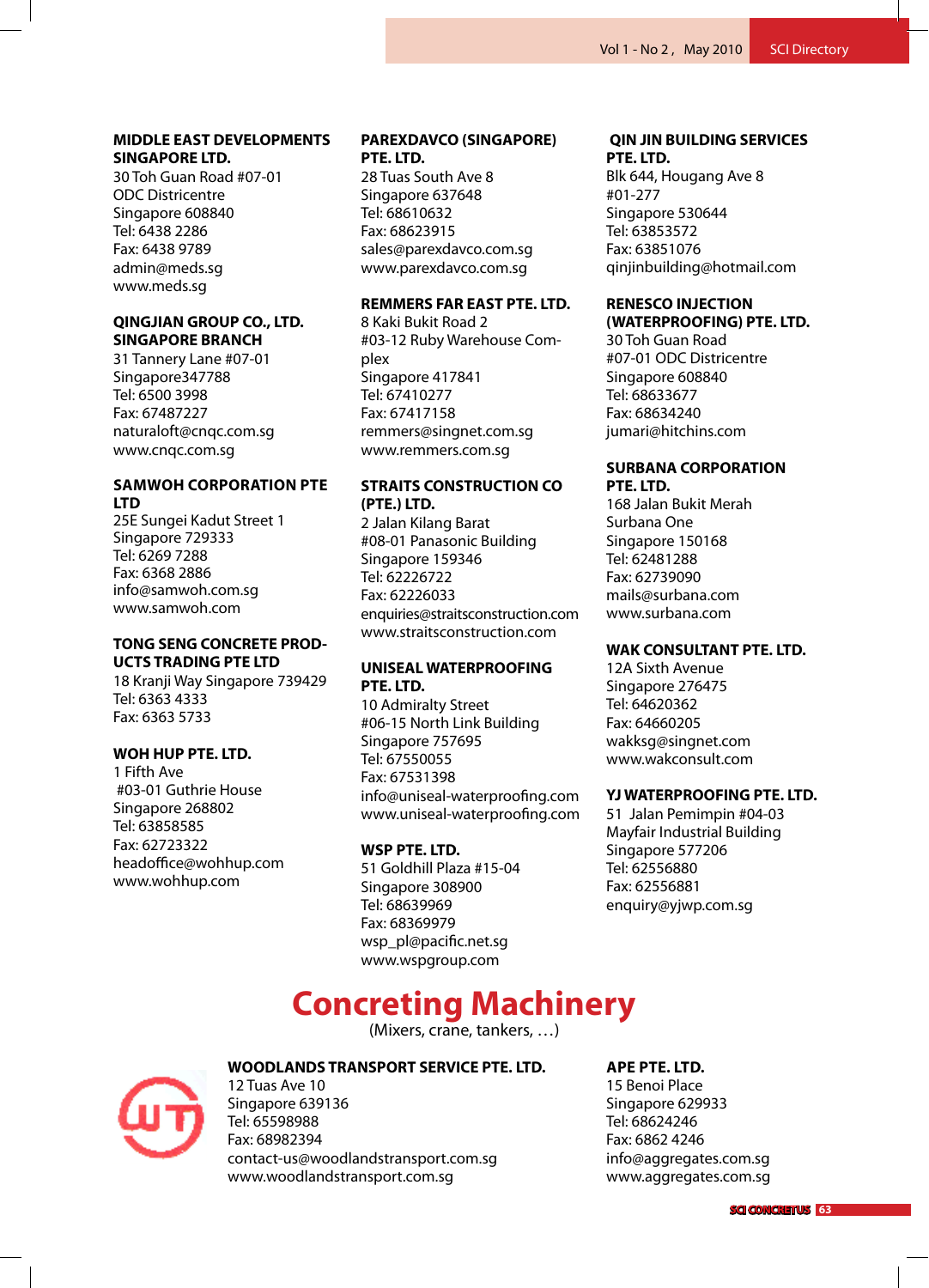**MIDDLE EAST DEVELOPMENTS SINGAPORE LTD.**
30 Toh Guan Road #07-01
ODC Districentre
Singapore 608840
Tel: 6438 2286
Fax: 6438 9789
admin@meds.sg
www.meds.sg

**QINGJIAN GROUP CO., LTD. SINGAPORE BRANCH**
31 Tannery Lane #07-01
Singapore347788
Tel: 6500 3998
Fax: 67487227
naturaloft@cnqc.com.sg
www.cnqc.com.sg

**SAMWOH CORPORATION PTE LTD**
25E Sungei Kadut Street 1
Singapore 729333
Tel: 6269 7288
Fax: 6368 2886
info@samwoh.com.sg
www.samwoh.com

**TONG SENG CONCRETE PRODUCTS TRADING PTE LTD**
18 Kranji Way Singapore 739429
Tel: 6363 4333
Fax: 6363 5733

**WOH HUP PTE. LTD.**
1 Fifth Ave
#03-01 Guthrie House
Singapore 268802
Tel: 63858585
Fax: 62723322
headoffice@wohhup.com
www.wohhup.com

**PAREXDAVCO (SINGAPORE) PTE. LTD.**
28 Tuas South Ave 8
Singapore 637648
Tel: 68610632
Fax: 68623915
sales@parexdavco.com.sg
www.parexdavco.com.sg

**REMMERS FAR EAST PTE. LTD.**
8 Kaki Bukit Road 2
#03-12 Ruby Warehouse Complex
Singapore 417841
Tel: 67410277
Fax: 67417158
remmers@singnet.com.sg
www.remmers.com.sg

**STRAITS CONSTRUCTION CO (PTE.) LTD.**
2 Jalan Kilang Barat
#08-01 Panasonic Building
Singapore 159346
Tel: 62226722
Fax: 62226033
enquiries@straitsconstruction.com
www.straitsconstruction.com

**UNISEAL WATERPROOFING PTE. LTD.**
10 Admiralty Street
#06-15 North Link Building
Singapore 757695
Tel: 67550055
Fax: 67531398
info@uniseal-waterproofing.com
www.uniseal-waterproofing.com

**WSP PTE. LTD.**
51 Goldhill Plaza #15-04
Singapore 308900
Tel: 68639969
Fax: 68369979
wsp_pl@pacific.net.sg
www.wspgroup.com

**QIN JIN BUILDING SERVICES PTE. LTD.**
Blk 644, Hougang Ave 8
#01-277
Singapore 530644
Tel: 63853572
Fax: 63851076
qinjinbuilding@hotmail.com

**RENESCO INJECTION (WATERPROOFING) PTE. LTD.**
30 Toh Guan Road
#07-01 ODC Districentre
Singapore 608840
Tel: 68633677
Fax: 68634240
jumari@hitchins.com

**SURBANA CORPORATION PTE. LTD.**
168 Jalan Bukit Merah
Surbana One
Singapore 150168
Tel: 62481288
Fax: 62739090
mails@surbana.com
www.surbana.com

**WAK CONSULTANT PTE. LTD.**
12A Sixth Avenue
Singapore 276475
Tel: 64620362
Fax: 64660205
wakksg@singnet.com
www.wakconsult.com

**YJ WATERPROOFING PTE. LTD.**
51 Jalan Pemimpin #04-03
Mayfair Industrial Building
Singapore 577206
Tel: 62556880
Fax: 62556881
enquiry@yjwp.com.sg

# Concreting Machinery

(Mixers, crane, tankers, …)

**WOODLANDS TRANSPORT SERVICE PTE. LTD.**
12 Tuas Ave 10
Singapore 639136
Tel: 65598988
Fax: 68982394
contact-us@woodlandstransport.com.sg
www.woodlandstransport.com.sg

**APE PTE. LTD.**
15 Benoi Place
Singapore 629933
Tel: 68624246
Fax: 6862 4246
info@aggregates.com.sg
www.aggregates.com.sg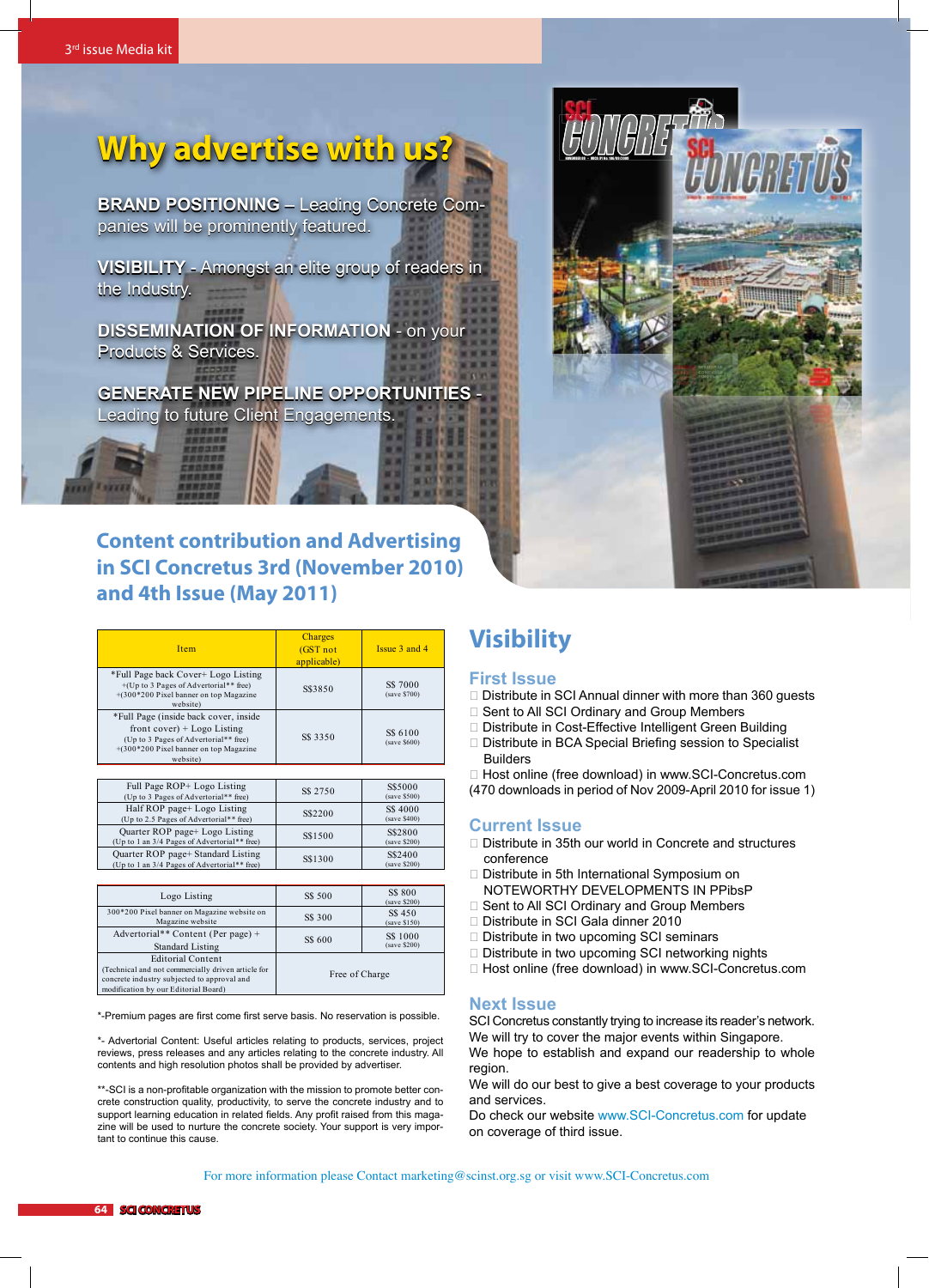3rd issue Media kit

# Why advertise with us?

**BRAND POSITIONING** – Leading Concrete Companies will be prominently featured.

**VISIBILITY** - Amongst an elite group of readers in the Industry.

**DISSEMINATION OF INFORMATION** - on your Products & Services.

**GENERATE NEW PIPELINE OPPORTUNITIES** - Leading to future Client Engagements.

## Content contribution and Advertising in SCI Concretus 3rd (November 2010) and 4th Issue (May 2011)

| Item | Charges (GST not applicable) | Issue 3 and 4 |
|---|---|---|
| *Full Page back Cover+ Logo Listing +(Up to 3 Pages of Advertorial** free) +(300*200 Pixel banner on top Magazine website) | S$3850 | S$ 7000 (save $700) |
| *Full Page (inside back cover, inside front cover) + Logo Listing (Up to 3 Pages of Advertorial** free) +(300*200 Pixel banner on top Magazine website) | S$ 3350 | S$ 6100 (save $600) |
| Full Page ROP+ Logo Listing (Up to 3 Pages of Advertorial** free) | S$ 2750 | S$5000 (save $500) |
| Half ROP page+ Logo Listing (Up to 2.5 Pages of Advertorial** free) | S$2200 | S$ 4000 (save $400) |
| Quarter ROP page+ Logo Listing (Up to 1 an 3/4 Pages of Advertorial** free) | S$1500 | S$2800 (save $200) |
| Quarter ROP page+ Standard Listing (Up to 1 an 3/4 Pages of Advertorial** free) | S$1300 | S$2400 (save $200) |
| Logo Listing | S$ 500 | S$ 800 (save $200) |
| 300*200 Pixel banner on Magazine website on Magazine website | S$ 300 | S$ 450 (save $150) |
| Advertorial** Content (Per page) + Standard Listing | S$ 600 | S$ 1000 (save $200) |
| Editorial Content (Technical and not commercially driven article for concrete industry subjected to approval and modification by our Editorial Board) | Free of Charge | |

*-Premium pages are first come first serve basis. No reservation is possible.

*- Advertorial Content: Useful articles relating to products, services, project reviews, press releases and any articles relating to the concrete industry. All contents and high resolution photos shall be provided by advertiser.

**-SCI is a non-profitable organization with the mission to promote better concrete construction quality, productivity, to serve the concrete industry and to support learning education in related fields. Any profit raised from this magazine will be used to nurture the concrete society. Your support is very important to continue this cause.

## Visibility

### First Issue

- Distribute in SCI Annual dinner with more than 360 guests
- Sent to All SCI Ordinary and Group Members
- Distribute in Cost-Effective Intelligent Green Building
- Distribute in BCA Special Briefing session to Specialist Builders
- Host online (free download) in www.SCI-Concretus.com

(470 downloads in period of Nov 2009-April 2010 for issue 1)

### Current Issue

- Distribute in 35th our world in Concrete and structures conference
- Distribute in 5th International Symposium on NOTEWORTHY DEVELOPMENTS IN PPibsP
- Sent to All SCI Ordinary and Group Members
- Distribute in SCI Gala dinner 2010
- Distribute in two upcoming SCI seminars
- Distribute in two upcoming SCI networking nights
- Host online (free download) in www.SCI-Concretus.com

### Next Issue

SCI Concretus constantly trying to increase its reader's network. We will try to cover the major events within Singapore. We hope to establish and expand our readership to whole region.
We will do our best to give a best coverage to your products and services.
Do check our website www.SCI-Concretus.com for update on coverage of third issue.

For more information please Contact marketing@scinst.org.sg or visit www.SCI-Concretus.com